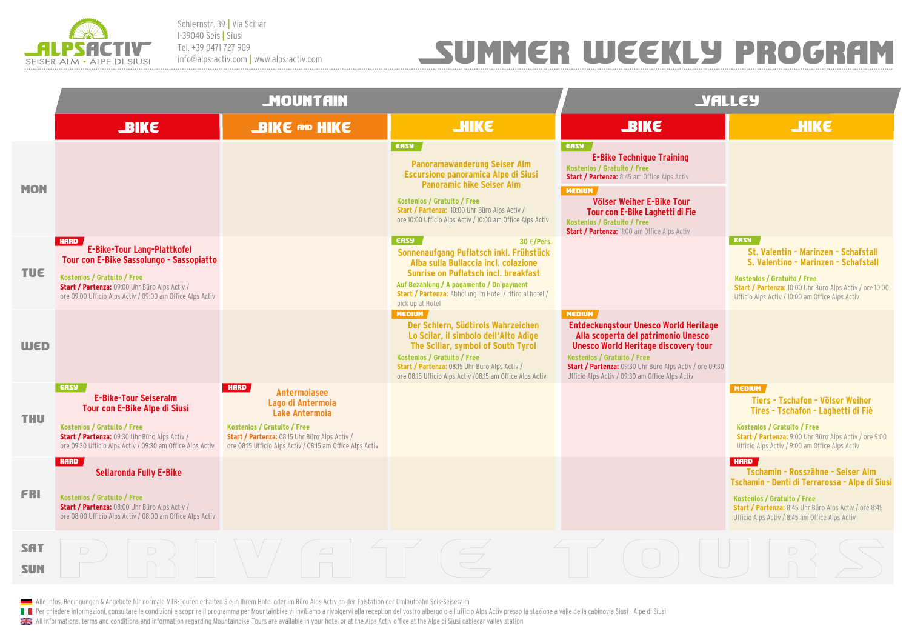# ALPSACTIV

SEISER ALM • ALPE DI SIUSI

Schlernstr. 39 | Via Sciliar
I-39040 Seis | Siusi
Tel. +39 0471 727 909
info@alps-activ.com | www.alps-activ.com

# SUMMER WEEKLY PROGRAM

| | MOUNTAIN | | | VALLEY | |
|---|---|---|---|---|---|
| | BIKE | BIKE AND HIKE | HIKE | BIKE | HIKE |
| MON | | | EASY<br>Panoramawanderung Seiser Alm<br>Escursione panoramica Alpe di Siusi<br>Panoramic hike Seiser Alm<br>Kostenlos / Gratuito / Free<br>Start / Partenza: 10:00 Uhr Büro Alps Activ / ore 10:00 Ufficio Alps Activ / 10:00 am Office Alps Activ | EASY<br>E-Bike Technique Training<br>Kostenlos / Gratuito / Free<br>Start / Partenza: 8:45 am Office Alps Activ<br><br>MEDIUM<br>Völser Weiher E-Bike Tour<br>Tour con E-Bike Laghetti di Fie<br>Kostenlos / Gratuito / Free<br>Start / Partenza: 11:00 am Office Alps Activ | |
| TUE | HARD<br>E-Bike-Tour Lang-Plattkofel<br>Tour con E-Bike Sassolungo - Sassopiatto<br>Kostenlos / Gratuito / Free<br>Start / Partenza: 09:00 Uhr Büro Alps Activ / ore 09:00 Ufficio Alps Activ / 09:00 am Office Alps Activ | | EASY 30 €/Pers.<br>Sonnenaufgang Puflatsch inkl. Frühstück<br>Alba sulla Bullaccia incl. colazione<br>Sunrise on Puflatsch incl. breakfast<br>Auf Bezahlung / A pagamento / On payment<br>Start / Partenza: Abholung im Hotel / ritiro al hotel / pick up at Hotel | | EASY<br>St. Valentin - Marinzen - Schafstall<br>S. Valentino - Marinzen - Schafstall<br>Kostenlos / Gratuito / Free<br>Start / Partenza: 10:00 Uhr Büro Alps Activ / ore 10:00 Ufficio Alps Activ / 10:00 am Office Alps Activ |
| WED | | | MEDIUM<br>Der Schlern, Südtirols Wahrzeichen<br>Lo Sciliar, il simbolo dell'Alto Adige<br>The Sciliar, symbol of South Tyrol<br>Kostenlos / Gratuito / Free<br>Start / Partenza: 08:15 Uhr Büro Alps Activ / ore 08:15 Ufficio Alps Activ /08:15 am Office Alps Activ | MEDIUM<br>Entdeckungstour Unesco World Heritage<br>Alla scoperta del patrimonio Unesco<br>Unesco World Heritage discovery tour<br>Kostenlos / Gratuito / Free<br>Start / Partenza: 09:30 Uhr Büro Alps Activ / ore 09:30 Ufficio Alps Activ / 09:30 am Office Alps Activ | |
| THU | EASY<br>E-Bike-Tour Seiseralm<br>Tour con E-Bike Alpe di Siusi<br>Kostenlos / Gratuito / Free<br>Start / Partenza: 09:30 Uhr Büro Alps Activ / ore 09:30 Ufficio Alps Activ / 09:30 am Office Alps Activ | HARD<br>Antermoiasee<br>Lago di Antermoia<br>Lake Antermoia<br>Kostenlos / Gratuito / Free<br>Start / Partenza: 08:15 Uhr Büro Alps Activ / ore 08:15 Ufficio Alps Activ / 08:15 am Office Alps Activ | | | MEDIUM<br>Tiers - Tschafon - Völser Weiher<br>Tires - Tschafon - Laghetti di Fiè<br>Kostenlos / Gratuito / Free<br>Start / Partenza: 9:00 Uhr Büro Alps Activ / ore 9:00 Ufficio Alps Activ / 9:00 am Office Alps Activ |
| FRI | HARD<br>Sellaronda Fully E-Bike<br>Kostenlos / Gratuito / Free<br>Start / Partenza: 08:00 Uhr Büro Alps Activ / ore 08:00 Ufficio Alps Activ / 08:00 am Office Alps Activ | | | | HARD<br>Tschamin - Rosszähne - Seiser Alm<br>Tschamin - Denti di Terrarossa - Alpe di Siusi<br>Kostenlos / Gratuito / Free<br>Start / Partenza: 8:45 Uhr Büro Alps Activ / ore 8:45 Ufficio Alps Activ / 8:45 am Office Alps Activ |
| SAT<br>SUN | PRIVATE TOURS | | | | |

Alle Infos, Bedingungen & Angebote für normale MTB-Touren erhalten Sie in Ihrem Hotel oder im Büro Alps Activ an der Talstation der Umlaufbahn Seis-Seiseralm

Per chiedere informazioni, consultare le condizioni e scoprire il programma per Mountainbike vi invitiamo a rivolgervi alla reception del vostro albergo o all'ufficio Alps Activ presso la stazione a valle della cabinovia Siusi - Alpe di Siusi

All informations, terms and conditions and information regarding Mountainbike-Tours are available in your hotel or at the Alps Activ office at the Alpe di Siusi cablecar valley station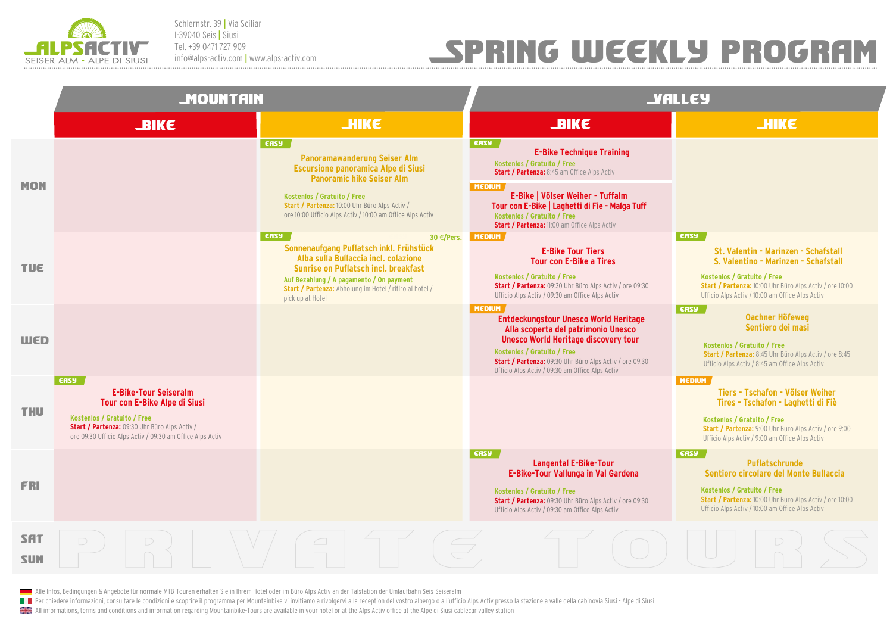ALPSACTIV
SEISER ALM • ALPE DI SIUSI

Schlernstr. 39 | Via Sciliar
I-39040 Seis | Siusi
Tel. +39 0471 727 909
info@alps-activ.com | www.alps-activ.com

# SPRING WEEKLY PROGRAM

| | MOUNTAIN | | VALLEY | |
|---|---|---|---|---|
| | **BIKE** | **HIKE** | **BIKE** | **HIKE** |
| **MON** | | EASY<br>**Panoramawanderung Seiser Alm**<br>**Escursione panoramica Alpe di Siusi**<br>**Panoramic hike Seiser Alm**<br>Kostenlos / Gratuito / Free<br>Start / Partenza: 10:00 Uhr Büro Alps Activ / ore 10:00 Ufficio Alps Activ / 10:00 am Office Alps Activ | EASY<br>**E-Bike Technique Training**<br>Kostenlos / Gratuito / Free<br>Start / Partenza: 8:45 am Office Alps Activ<br><br>MEDIUM<br>**E-Bike \| Völser Weiher - Tuffalm**<br>**Tour con E-Bike \| Laghetti di Fie - Malga Tuff**<br>Kostenlos / Gratuito / Free<br>Start / Partenza: 11:00 am Office Alps Activ | |
| **TUE** | | EASY — 30 €/Pers.<br>**Sonnenaufgang Puflatsch inkl. Frühstück**<br>**Alba sulla Bullaccia incl. colazione**<br>**Sunrise on Puflatsch incl. breakfast**<br>Auf Bezahlung / A pagamento / On payment<br>Start / Partenza: Abholung im Hotel / ritiro al hotel / pick up at Hotel | MEDIUM<br>**E-Bike Tour Tiers**<br>**Tour con E-Bike a Tires**<br>Kostenlos / Gratuito / Free<br>Start / Partenza: 09:30 Uhr Büro Alps Activ / ore 09:30 Ufficio Alps Activ / 09:30 am Office Alps Activ | EASY<br>**St. Valentin - Marinzen - Schafstall**<br>**S. Valentino - Marinzen - Schafstall**<br>Kostenlos / Gratuito / Free<br>Start / Partenza: 10:00 Uhr Büro Alps Activ / ore 10:00 Ufficio Alps Activ / 10:00 am Office Alps Activ |
| **WED** | | | MEDIUM<br>**Entdeckungstour Unesco World Heritage**<br>**Alla scoperta del patrimonio Unesco**<br>**Unesco World Heritage discovery tour**<br>Kostenlos / Gratuito / Free<br>Start / Partenza: 09:30 Uhr Büro Alps Activ / ore 09:30 Ufficio Alps Activ / 09:30 am Office Alps Activ | EASY<br>**Oachner Höfeweg**<br>**Sentiero dei masi**<br>Kostenlos / Gratuito / Free<br>Start / Partenza: 8:45 Uhr Büro Alps Activ / ore 8:45 Ufficio Alps Activ / 8:45 am Office Alps Activ |
| **THU** | EASY<br>**E-Bike-Tour Seiseralm**<br>**Tour con E-Bike Alpe di Siusi**<br>Kostenlos / Gratuito / Free<br>Start / Partenza: 09:30 Uhr Büro Alps Activ / ore 09:30 Ufficio Alps Activ / 09:30 am Office Alps Activ | | | MEDIUM<br>**Tiers - Tschafon - Völser Weiher**<br>**Tires - Tschafon - Laghetti di Fiè**<br>Kostenlos / Gratuito / Free<br>Start / Partenza: 9:00 Uhr Büro Alps Activ / ore 9:00 Ufficio Alps Activ / 9:00 am Office Alps Activ |
| **FRI** | | | EASY<br>**Langental E-Bike-Tour**<br>**E-Bike-Tour Vallunga in Val Gardena**<br>Kostenlos / Gratuito / Free<br>Start / Partenza: 09:30 Uhr Büro Alps Activ / ore 09:30 Ufficio Alps Activ / 09:30 am Office Alps Activ | EASY<br>**Puflatschrunde**<br>**Sentiero circolare del Monte Bullaccia**<br>Kostenlos / Gratuito / Free<br>Start / Partenza: 10:00 Uhr Büro Alps Activ / ore 10:00 Ufficio Alps Activ / 10:00 am Office Alps Activ |
| **SAT**<br>**SUN** | PRIVATE TOURS | | | |

Alle Infos, Bedingungen & Angebote für normale MTB-Touren erhalten Sie in Ihrem Hotel oder im Büro Alps Activ an der Talstation der Umlaufbahn Seis-Seiseralm

Per chiedere informazioni, consultare le condizioni e scoprire il programma per Mountainbike vi invitiamo a rivolgervi alla reception del vostro albergo o all'ufficio Alps Activ presso la stazione a valle della cabinovia Siusi - Alpe di Siusi

All informations, terms and conditions and information regarding Mountainbike-Tours are available in your hotel or at the Alps Activ office at the Alpe di Siusi cablecar valley station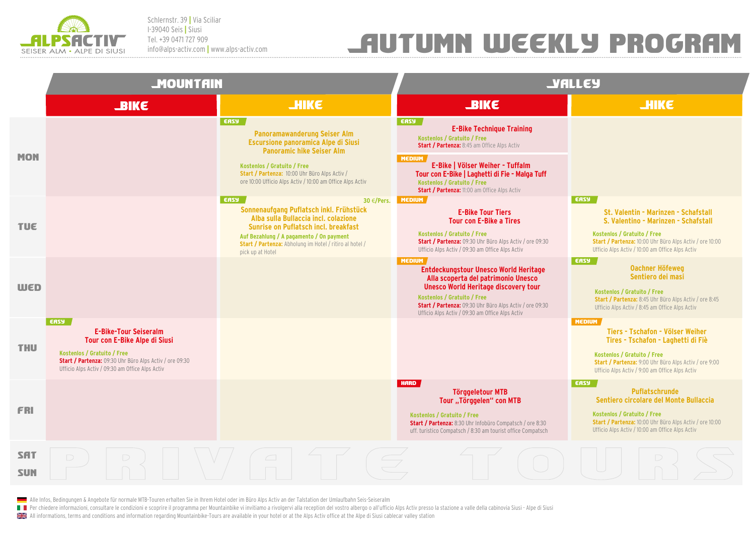ALPSACTIV
SEISER ALM • ALPE DI SIUSI

Schlernstr. 39 | Via Sciliar
I-39040 Seis | Siusi
Tel. +39 0471 727 909
info@alps-activ.com | www.alps-activ.com

# AUTUMN WEEKLY PROGRAM

| | MOUNTAIN | | VALLEY | |
|---|---|---|---|---|
| | **BIKE** | **HIKE** | **BIKE** | **HIKE** |
| **MON** | | EASY<br>**Panoramawanderung Seiser Alm**<br>**Escursione panoramica Alpe di Siusi**<br>**Panoramic hike Seiser Alm**<br>Kostenlos / Gratuito / Free<br>**Start / Partenza:** 10:00 Uhr Büro Alps Activ / ore 10:00 Ufficio Alps Activ / 10:00 am Office Alps Activ | EASY<br>**E-Bike Technique Training**<br>Kostenlos / Gratuito / Free<br>**Start / Partenza:** 8:45 am Office Alps Activ<br><br>MEDIUM<br>**E-Bike \| Völser Weiher - Tuffalm**<br>**Tour con E-Bike \| Laghetti di Fie - Malga Tuff**<br>Kostenlos / Gratuito / Free<br>**Start / Partenza:** 11:00 am Office Alps Activ | |
| **TUE** | | EASY 30 €/Pers.<br>**Sonnenaufgang Puflatsch inkl. Frühstück**<br>**Alba sulla Bullaccia incl. colazione**<br>**Sunrise on Puflatsch incl. breakfast**<br>Auf Bezahlung / A pagamento / On payment<br>**Start / Partenza:** Abholung im Hotel / ritiro al hotel / pick up at Hotel | MEDIUM<br>**E-Bike Tour Tiers**<br>**Tour con E-Bike a Tires**<br>Kostenlos / Gratuito / Free<br>**Start / Partenza:** 09:30 Uhr Büro Alps Activ / ore 09:30 Ufficio Alps Activ / 09:30 am Office Alps Activ | EASY<br>**St. Valentin - Marinzen - Schafstall**<br>**S. Valentino - Marinzen - Schafstall**<br>Kostenlos / Gratuito / Free<br>**Start / Partenza:** 10:00 Uhr Büro Alps Activ / ore 10:00 Ufficio Alps Activ / 10:00 am Office Alps Activ |
| **WED** | | | MEDIUM<br>**Entdeckungstour Unesco World Heritage**<br>**Alla scoperta del patrimonio Unesco**<br>**Unesco World Heritage discovery tour**<br>Kostenlos / Gratuito / Free<br>**Start / Partenza:** 09:30 Uhr Büro Alps Activ / ore 09:30 Ufficio Alps Activ / 09:30 am Office Alps Activ | EASY<br>**Oachner Höfeweg**<br>**Sentiero dei masi**<br>Kostenlos / Gratuito / Free<br>**Start / Partenza:** 8:45 Uhr Büro Alps Activ / ore 8:45 Ufficio Alps Activ / 8:45 am Office Alps Activ |
| **THU** | EASY<br>**E-Bike-Tour Seiseralm**<br>**Tour con E-Bike Alpe di Siusi**<br>Kostenlos / Gratuito / Free<br>**Start / Partenza:** 09:30 Uhr Büro Alps Activ / ore 09:30 Ufficio Alps Activ / 09:30 am Office Alps Activ | | | MEDIUM<br>**Tiers - Tschafon - Völser Weiher**<br>**Tires - Tschafon - Laghetti di Fiè**<br>Kostenlos / Gratuito / Free<br>**Start / Partenza:** 9:00 Uhr Büro Alps Activ / ore 9:00 Ufficio Alps Activ / 9:00 am Office Alps Activ |
| **FRI** | | | HARD<br>**Törggeletour MTB**<br>**Tour „Törggelen" con MTB**<br>Kostenlos / Gratuito / Free<br>**Start / Partenza:** 8:30 Uhr Infobüro Compatsch / ore 8:30 uff. turistico Compatsch / 8:30 am tourist office Compatsch | EASY<br>**Puflatschrunde**<br>**Sentiero circolare del Monte Bullaccia**<br>Kostenlos / Gratuito / Free<br>**Start / Partenza:** 10:00 Uhr Büro Alps Activ / ore 10:00 Ufficio Alps Activ / 10:00 am Office Alps Activ |
| **SAT**<br>**SUN** | PRIVATE TOURS | | | |

Alle Infos, Bedingungen & Angebote für normale MTB-Touren erhalten Sie in Ihrem Hotel oder im Büro Alps Activ an der Talstation der Umlaufbahn Seis-Seiseralm

Per chiedere informazioni, consultare le condizioni e scoprire il programma per Mountainbike vi invitiamo a rivolgervi alla reception del vostro albergo o all'ufficio Alps Activ presso la stazione a valle della cabinovia Siusi - Alpe di Siusi

All informations, terms and conditions and information regarding Mountainbike-Tours are available in your hotel or at the Alps Activ office at the Alpe di Siusi cablecar valley station